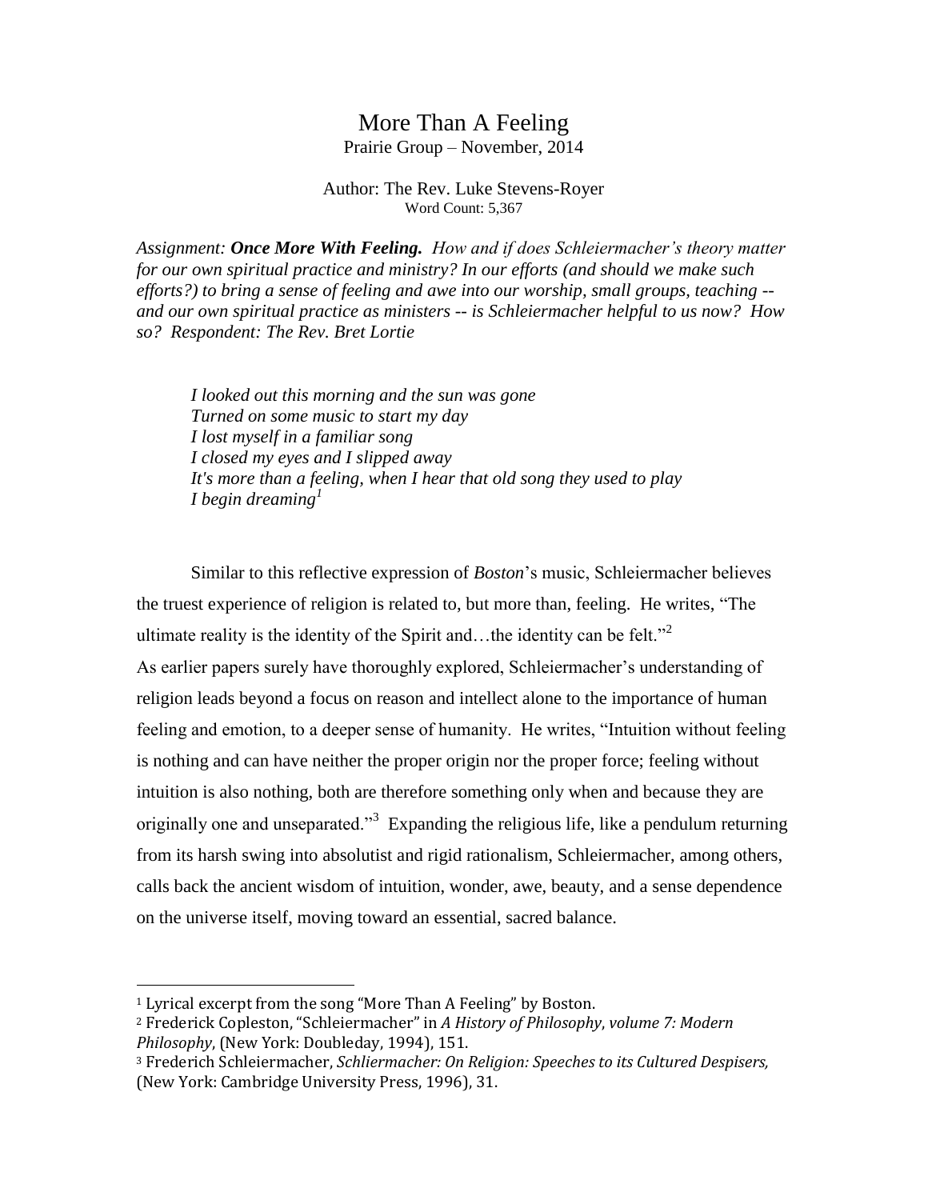# More Than A Feeling

Prairie Group – November, 2014

Author: The Rev. Luke Stevens-Royer
Word Count: 5,367

*Assignment:* ***Once More With Feeling.*** *How and if does Schleiermacher's theory matter for our own spiritual practice and ministry? In our efforts (and should we make such efforts?) to bring a sense of feeling and awe into our worship, small groups, teaching -- and our own spiritual practice as ministers -- is Schleiermacher helpful to us now? How so? Respondent: The Rev. Bret Lortie*

> *I looked out this morning and the sun was gone*
> *Turned on some music to start my day*
> *I lost myself in a familiar song*
> *I closed my eyes and I slipped away*
> *It's more than a feeling, when I hear that old song they used to play*
> *I begin dreaming*[1]

Similar to this reflective expression of *Boston*'s music, Schleiermacher believes the truest experience of religion is related to, but more than, feeling. He writes, "The ultimate reality is the identity of the Spirit and…the identity can be felt."[2]
As earlier papers surely have thoroughly explored, Schleiermacher's understanding of religion leads beyond a focus on reason and intellect alone to the importance of human feeling and emotion, to a deeper sense of humanity. He writes, "Intuition without feeling is nothing and can have neither the proper origin nor the proper force; feeling without intuition is also nothing, both are therefore something only when and because they are originally one and unseparated."[3] Expanding the religious life, like a pendulum returning from its harsh swing into absolutist and rigid rationalism, Schleiermacher, among others, calls back the ancient wisdom of intuition, wonder, awe, beauty, and a sense dependence on the universe itself, moving toward an essential, sacred balance.

---

[1] Lyrical excerpt from the song "More Than A Feeling" by Boston.
[2] Frederick Copleston, "Schleiermacher" in *A History of Philosophy, volume 7: Modern Philosophy*, (New York: Doubleday, 1994), 151.
[3] Frederich Schleiermacher, *Schliermacher: On Religion: Speeches to its Cultured Despisers,* (New York: Cambridge University Press, 1996), 31.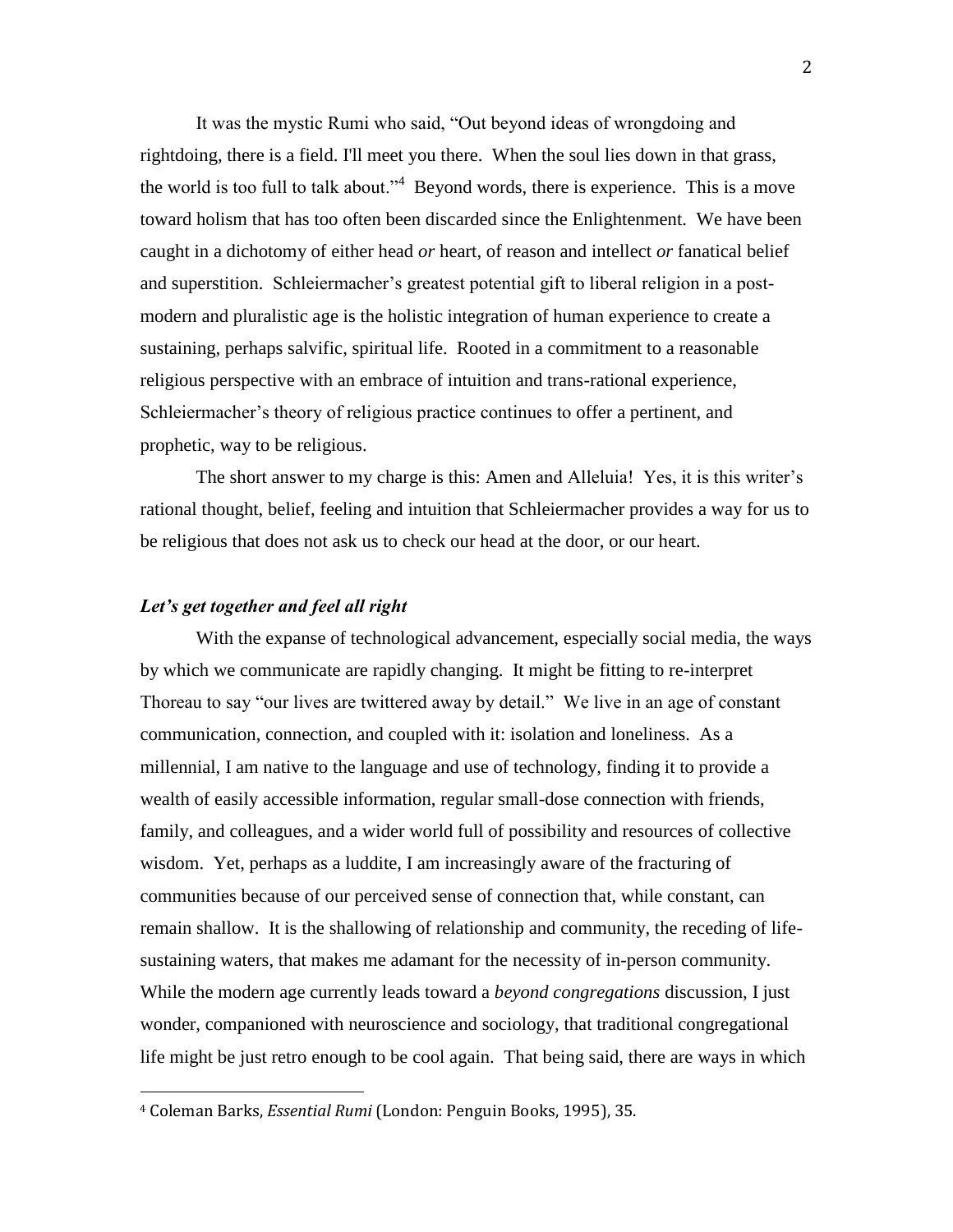It was the mystic Rumi who said, "Out beyond ideas of wrongdoing and rightdoing, there is a field. I'll meet you there. When the soul lies down in that grass, the world is too full to talk about."[4] Beyond words, there is experience. This is a move toward holism that has too often been discarded since the Enlightenment. We have been caught in a dichotomy of either head *or* heart, of reason and intellect *or* fanatical belief and superstition. Schleiermacher's greatest potential gift to liberal religion in a post-modern and pluralistic age is the holistic integration of human experience to create a sustaining, perhaps salvific, spiritual life. Rooted in a commitment to a reasonable religious perspective with an embrace of intuition and trans-rational experience, Schleiermacher's theory of religious practice continues to offer a pertinent, and prophetic, way to be religious.

The short answer to my charge is this: Amen and Alleluia! Yes, it is this writer's rational thought, belief, feeling and intuition that Schleiermacher provides a way for us to be religious that does not ask us to check our head at the door, or our heart.

### *Let's get together and feel all right*

With the expanse of technological advancement, especially social media, the ways by which we communicate are rapidly changing. It might be fitting to re-interpret Thoreau to say "our lives are twittered away by detail." We live in an age of constant communication, connection, and coupled with it: isolation and loneliness. As a millennial, I am native to the language and use of technology, finding it to provide a wealth of easily accessible information, regular small-dose connection with friends, family, and colleagues, and a wider world full of possibility and resources of collective wisdom. Yet, perhaps as a luddite, I am increasingly aware of the fracturing of communities because of our perceived sense of connection that, while constant, can remain shallow. It is the shallowing of relationship and community, the receding of life-sustaining waters, that makes me adamant for the necessity of in-person community. While the modern age currently leads toward a *beyond congregations* discussion, I just wonder, companioned with neuroscience and sociology, that traditional congregational life might be just retro enough to be cool again. That being said, there are ways in which

[4] Coleman Barks, *Essential Rumi* (London: Penguin Books, 1995), 35.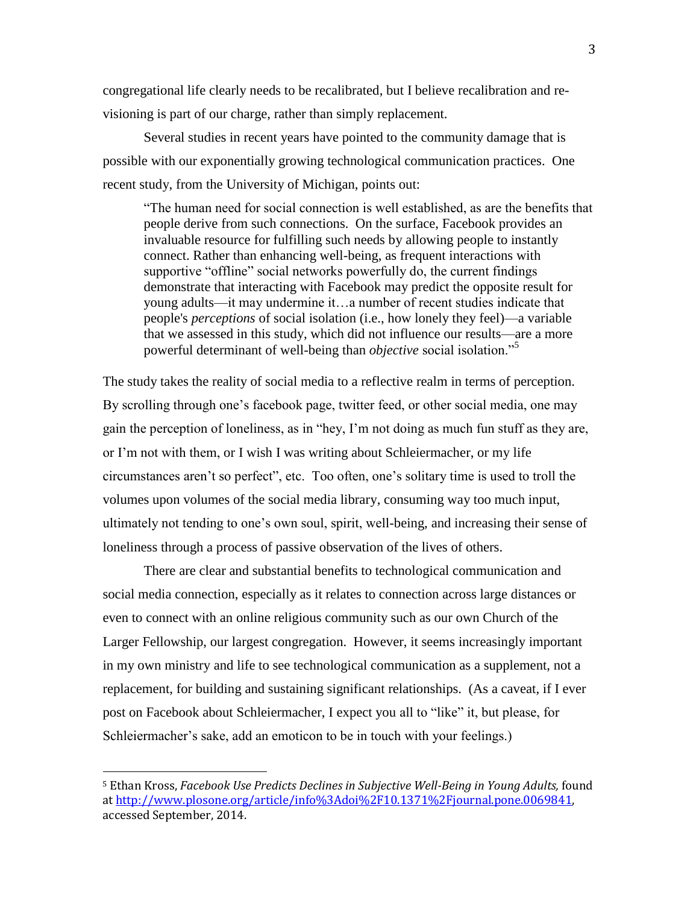congregational life clearly needs to be recalibrated, but I believe recalibration and re-visioning is part of our charge, rather than simply replacement.

Several studies in recent years have pointed to the community damage that is possible with our exponentially growing technological communication practices. One recent study, from the University of Michigan, points out:

> "The human need for social connection is well established, as are the benefits that people derive from such connections. On the surface, Facebook provides an invaluable resource for fulfilling such needs by allowing people to instantly connect. Rather than enhancing well-being, as frequent interactions with supportive "offline" social networks powerfully do, the current findings demonstrate that interacting with Facebook may predict the opposite result for young adults—it may undermine it…a number of recent studies indicate that people's *perceptions* of social isolation (i.e., how lonely they feel)—a variable that we assessed in this study, which did not influence our results—are a more powerful determinant of well-being than *objective* social isolation."[5]

The study takes the reality of social media to a reflective realm in terms of perception. By scrolling through one's facebook page, twitter feed, or other social media, one may gain the perception of loneliness, as in "hey, I'm not doing as much fun stuff as they are, or I'm not with them, or I wish I was writing about Schleiermacher, or my life circumstances aren't so perfect", etc. Too often, one's solitary time is used to troll the volumes upon volumes of the social media library, consuming way too much input, ultimately not tending to one's own soul, spirit, well-being, and increasing their sense of loneliness through a process of passive observation of the lives of others.

There are clear and substantial benefits to technological communication and social media connection, especially as it relates to connection across large distances or even to connect with an online religious community such as our own Church of the Larger Fellowship, our largest congregation. However, it seems increasingly important in my own ministry and life to see technological communication as a supplement, not a replacement, for building and sustaining significant relationships. (As a caveat, if I ever post on Facebook about Schleiermacher, I expect you all to "like" it, but please, for Schleiermacher's sake, add an emoticon to be in touch with your feelings.)

---

[5] Ethan Kross, *Facebook Use Predicts Declines in Subjective Well-Being in Young Adults,* found at http://www.plosone.org/article/info%3Adoi%2F10.1371%2Fjournal.pone.0069841, accessed September, 2014.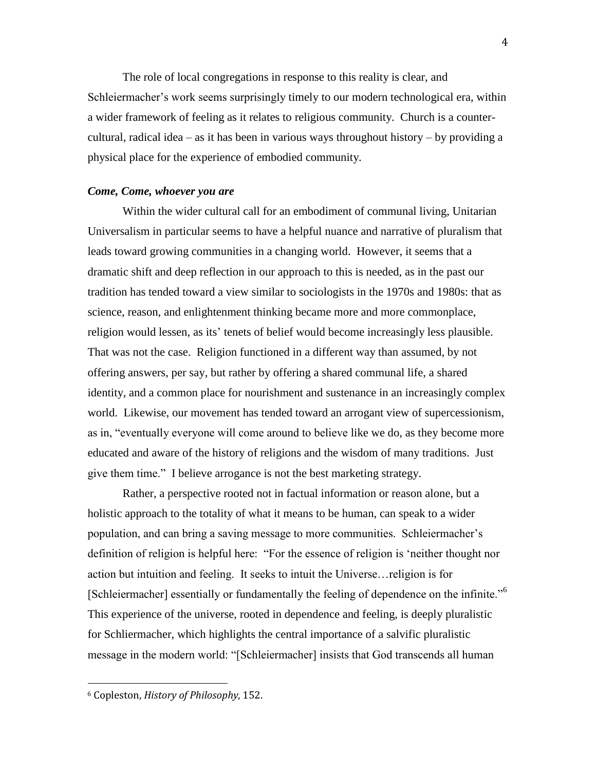The role of local congregations in response to this reality is clear, and Schleiermacher's work seems surprisingly timely to our modern technological era, within a wider framework of feeling as it relates to religious community. Church is a counter-cultural, radical idea – as it has been in various ways throughout history – by providing a physical place for the experience of embodied community.

### ***Come, Come, whoever you are***

Within the wider cultural call for an embodiment of communal living, Unitarian Universalism in particular seems to have a helpful nuance and narrative of pluralism that leads toward growing communities in a changing world. However, it seems that a dramatic shift and deep reflection in our approach to this is needed, as in the past our tradition has tended toward a view similar to sociologists in the 1970s and 1980s: that as science, reason, and enlightenment thinking became more and more commonplace, religion would lessen, as its' tenets of belief would become increasingly less plausible. That was not the case. Religion functioned in a different way than assumed, by not offering answers, per say, but rather by offering a shared communal life, a shared identity, and a common place for nourishment and sustenance in an increasingly complex world. Likewise, our movement has tended toward an arrogant view of supercessionism, as in, "eventually everyone will come around to believe like we do, as they become more educated and aware of the history of religions and the wisdom of many traditions. Just give them time." I believe arrogance is not the best marketing strategy.

Rather, a perspective rooted not in factual information or reason alone, but a holistic approach to the totality of what it means to be human, can speak to a wider population, and can bring a saving message to more communities. Schleiermacher's definition of religion is helpful here: "For the essence of religion is 'neither thought nor action but intuition and feeling. It seeks to intuit the Universe…religion is for [Schleiermacher] essentially or fundamentally the feeling of dependence on the infinite."[6] This experience of the universe, rooted in dependence and feeling, is deeply pluralistic for Schliermacher, which highlights the central importance of a salvific pluralistic message in the modern world: "[Schleiermacher] insists that God transcends all human

[6] Copleston, *History of Philosophy,* 152.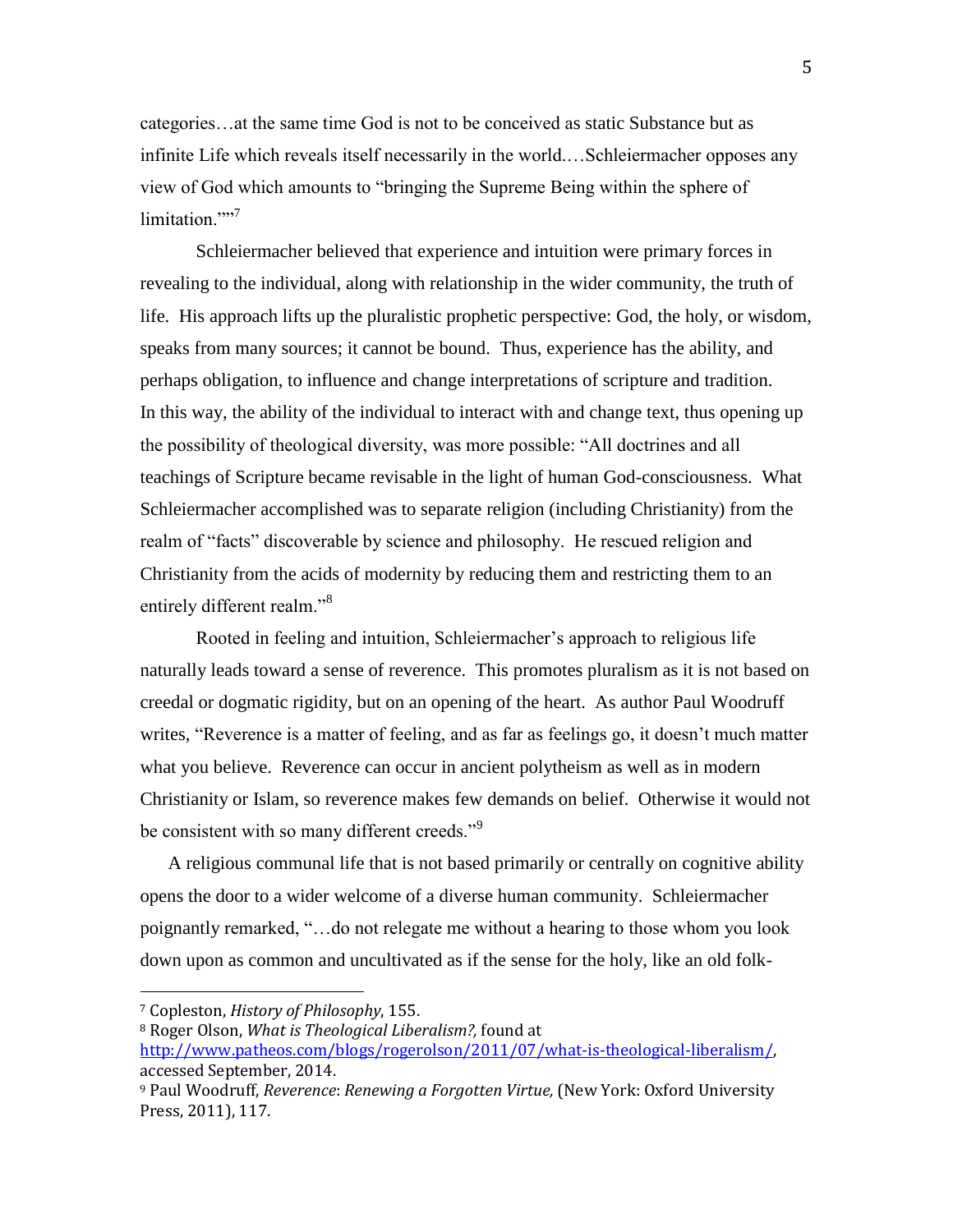categories…at the same time God is not to be conceived as static Substance but as infinite Life which reveals itself necessarily in the world.…Schleiermacher opposes any view of God which amounts to "bringing the Supreme Being within the sphere of limitation.""[7]

Schleiermacher believed that experience and intuition were primary forces in revealing to the individual, along with relationship in the wider community, the truth of life. His approach lifts up the pluralistic prophetic perspective: God, the holy, or wisdom, speaks from many sources; it cannot be bound. Thus, experience has the ability, and perhaps obligation, to influence and change interpretations of scripture and tradition. In this way, the ability of the individual to interact with and change text, thus opening up the possibility of theological diversity, was more possible: "All doctrines and all teachings of Scripture became revisable in the light of human God-consciousness. What Schleiermacher accomplished was to separate religion (including Christianity) from the realm of "facts" discoverable by science and philosophy. He rescued religion and Christianity from the acids of modernity by reducing them and restricting them to an entirely different realm."[8]

Rooted in feeling and intuition, Schleiermacher's approach to religious life naturally leads toward a sense of reverence. This promotes pluralism as it is not based on creedal or dogmatic rigidity, but on an opening of the heart. As author Paul Woodruff writes, "Reverence is a matter of feeling, and as far as feelings go, it doesn't much matter what you believe. Reverence can occur in ancient polytheism as well as in modern Christianity or Islam, so reverence makes few demands on belief. Otherwise it would not be consistent with so many different creeds."[9]

A religious communal life that is not based primarily or centrally on cognitive ability opens the door to a wider welcome of a diverse human community. Schleiermacher poignantly remarked, "…do not relegate me without a hearing to those whom you look down upon as common and uncultivated as if the sense for the holy, like an old folk-

---

[7] Copleston, *History of Philosophy*, 155.

[8] Roger Olson, *What is Theological Liberalism?*, found at http://www.patheos.com/blogs/rogerolson/2011/07/what-is-theological-liberalism/, accessed September, 2014.

[9] Paul Woodruff, *Reverence*: *Renewing a Forgotten Virtue,* (New York: Oxford University Press, 2011), 117.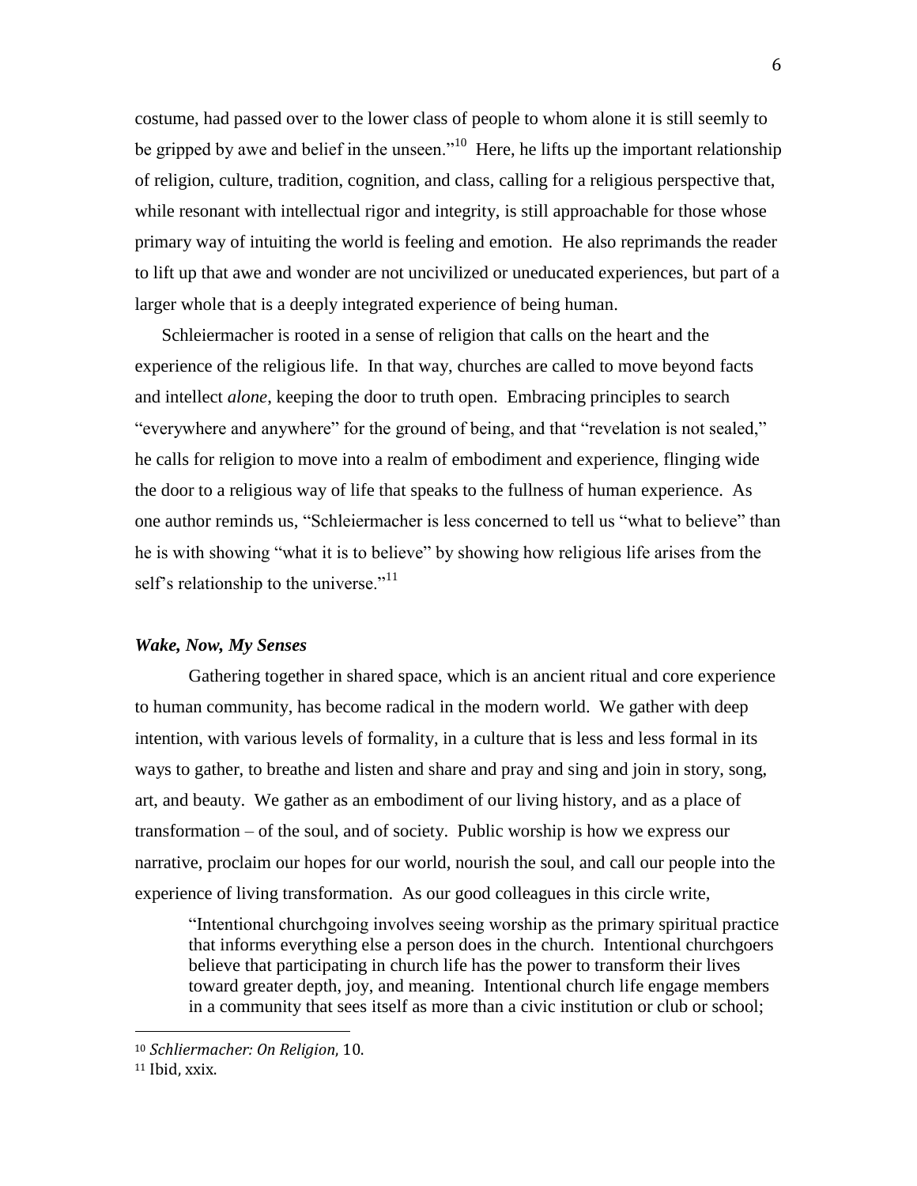costume, had passed over to the lower class of people to whom alone it is still seemly to be gripped by awe and belief in the unseen."[10] Here, he lifts up the important relationship of religion, culture, tradition, cognition, and class, calling for a religious perspective that, while resonant with intellectual rigor and integrity, is still approachable for those whose primary way of intuiting the world is feeling and emotion. He also reprimands the reader to lift up that awe and wonder are not uncivilized or uneducated experiences, but part of a larger whole that is a deeply integrated experience of being human.

Schleiermacher is rooted in a sense of religion that calls on the heart and the experience of the religious life. In that way, churches are called to move beyond facts and intellect *alone*, keeping the door to truth open. Embracing principles to search "everywhere and anywhere" for the ground of being, and that "revelation is not sealed," he calls for religion to move into a realm of embodiment and experience, flinging wide the door to a religious way of life that speaks to the fullness of human experience. As one author reminds us, "Schleiermacher is less concerned to tell us "what to believe" than he is with showing "what it is to believe" by showing how religious life arises from the self's relationship to the universe."[11]

### *Wake, Now, My Senses*

Gathering together in shared space, which is an ancient ritual and core experience to human community, has become radical in the modern world. We gather with deep intention, with various levels of formality, in a culture that is less and less formal in its ways to gather, to breathe and listen and share and pray and sing and join in story, song, art, and beauty. We gather as an embodiment of our living history, and as a place of transformation – of the soul, and of society. Public worship is how we express our narrative, proclaim our hopes for our world, nourish the soul, and call our people into the experience of living transformation. As our good colleagues in this circle write,

> "Intentional churchgoing involves seeing worship as the primary spiritual practice that informs everything else a person does in the church. Intentional churchgoers believe that participating in church life has the power to transform their lives toward greater depth, joy, and meaning. Intentional church life engage members in a community that sees itself as more than a civic institution or club or school;

---

[10] *Schliermacher: On Religion,* 10.

[11] Ibid, xxix.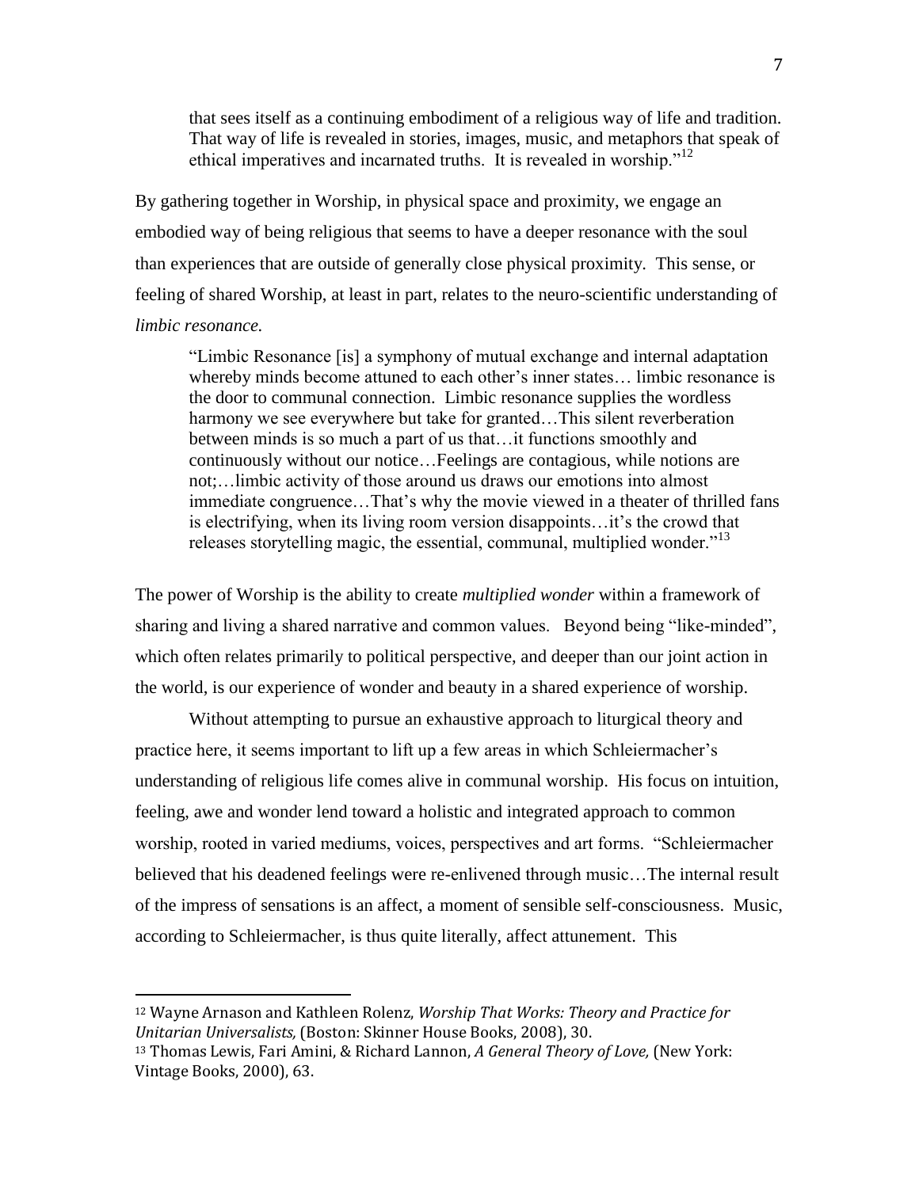> that sees itself as a continuing embodiment of a religious way of life and tradition. That way of life is revealed in stories, images, music, and metaphors that speak of ethical imperatives and incarnated truths. It is revealed in worship."[12]

By gathering together in Worship, in physical space and proximity, we engage an embodied way of being religious that seems to have a deeper resonance with the soul than experiences that are outside of generally close physical proximity. This sense, or feeling of shared Worship, at least in part, relates to the neuro-scientific understanding of *limbic resonance.*

> "Limbic Resonance [is] a symphony of mutual exchange and internal adaptation whereby minds become attuned to each other's inner states… limbic resonance is the door to communal connection. Limbic resonance supplies the wordless harmony we see everywhere but take for granted…This silent reverberation between minds is so much a part of us that…it functions smoothly and continuously without our notice…Feelings are contagious, while notions are not;…limbic activity of those around us draws our emotions into almost immediate congruence…That's why the movie viewed in a theater of thrilled fans is electrifying, when its living room version disappoints…it's the crowd that releases storytelling magic, the essential, communal, multiplied wonder."[13]

The power of Worship is the ability to create *multiplied wonder* within a framework of sharing and living a shared narrative and common values. Beyond being "like-minded", which often relates primarily to political perspective, and deeper than our joint action in the world, is our experience of wonder and beauty in a shared experience of worship.

Without attempting to pursue an exhaustive approach to liturgical theory and practice here, it seems important to lift up a few areas in which Schleiermacher's understanding of religious life comes alive in communal worship. His focus on intuition, feeling, awe and wonder lend toward a holistic and integrated approach to common worship, rooted in varied mediums, voices, perspectives and art forms. "Schleiermacher believed that his deadened feelings were re-enlivened through music…The internal result of the impress of sensations is an affect, a moment of sensible self-consciousness. Music, according to Schleiermacher, is thus quite literally, affect attunement. This

---

[12] Wayne Arnason and Kathleen Rolenz, *Worship That Works: Theory and Practice for Unitarian Universalists,* (Boston: Skinner House Books, 2008), 30.

[13] Thomas Lewis, Fari Amini, & Richard Lannon, *A General Theory of Love,* (New York: Vintage Books, 2000), 63.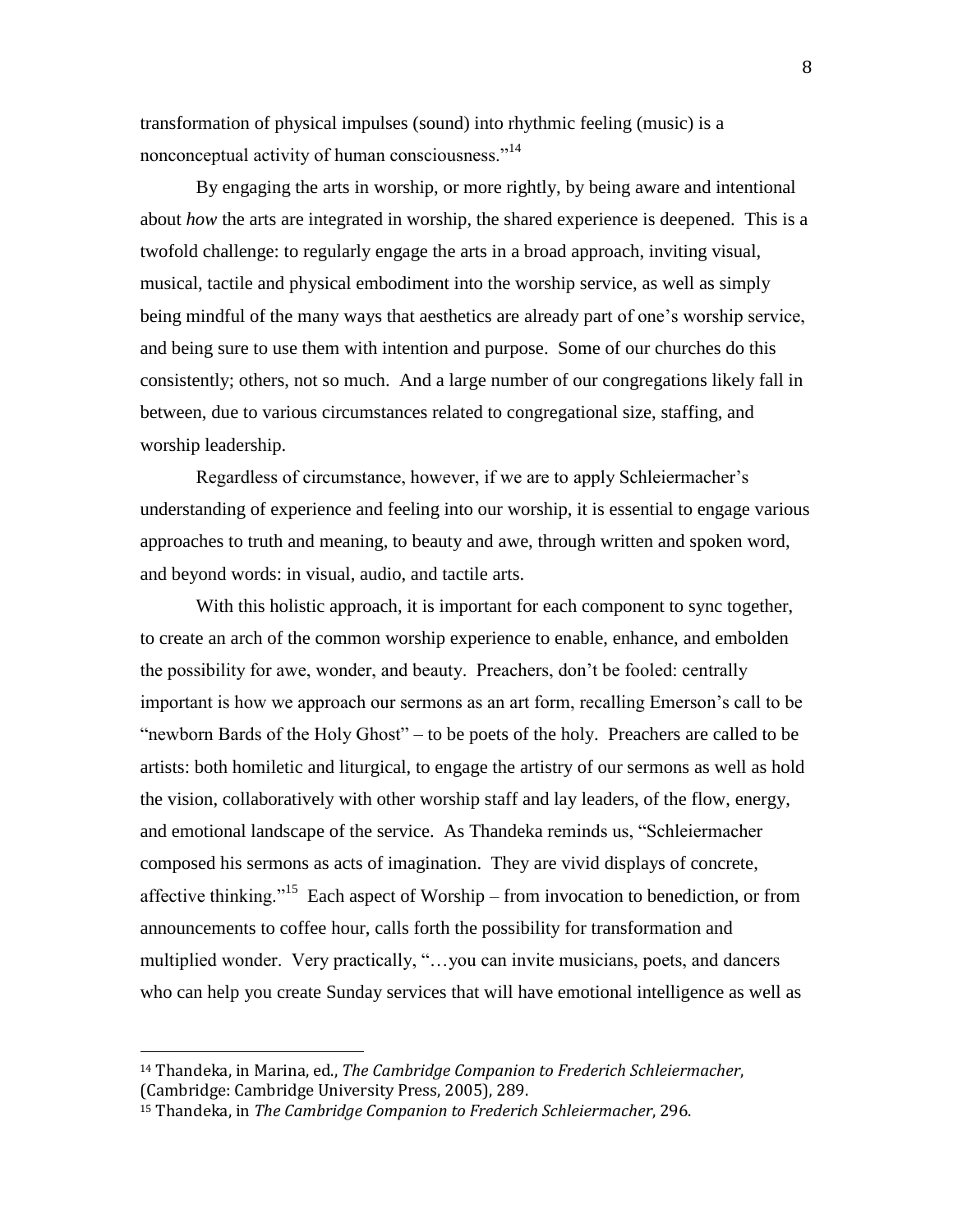transformation of physical impulses (sound) into rhythmic feeling (music) is a nonconceptual activity of human consciousness."[14]

By engaging the arts in worship, or more rightly, by being aware and intentional about *how* the arts are integrated in worship, the shared experience is deepened. This is a twofold challenge: to regularly engage the arts in a broad approach, inviting visual, musical, tactile and physical embodiment into the worship service, as well as simply being mindful of the many ways that aesthetics are already part of one's worship service, and being sure to use them with intention and purpose. Some of our churches do this consistently; others, not so much. And a large number of our congregations likely fall in between, due to various circumstances related to congregational size, staffing, and worship leadership.

Regardless of circumstance, however, if we are to apply Schleiermacher's understanding of experience and feeling into our worship, it is essential to engage various approaches to truth and meaning, to beauty and awe, through written and spoken word, and beyond words: in visual, audio, and tactile arts.

With this holistic approach, it is important for each component to sync together, to create an arch of the common worship experience to enable, enhance, and embolden the possibility for awe, wonder, and beauty. Preachers, don't be fooled: centrally important is how we approach our sermons as an art form, recalling Emerson's call to be "newborn Bards of the Holy Ghost" – to be poets of the holy. Preachers are called to be artists: both homiletic and liturgical, to engage the artistry of our sermons as well as hold the vision, collaboratively with other worship staff and lay leaders, of the flow, energy, and emotional landscape of the service. As Thandeka reminds us, "Schleiermacher composed his sermons as acts of imagination. They are vivid displays of concrete, affective thinking."[15] Each aspect of Worship – from invocation to benediction, or from announcements to coffee hour, calls forth the possibility for transformation and multiplied wonder. Very practically, "…you can invite musicians, poets, and dancers who can help you create Sunday services that will have emotional intelligence as well as

---

[14] Thandeka, in Marina, ed., *The Cambridge Companion to Frederich Schleiermacher*, (Cambridge: Cambridge University Press, 2005), 289.

[15] Thandeka, in *The Cambridge Companion to Frederich Schleiermacher*, 296.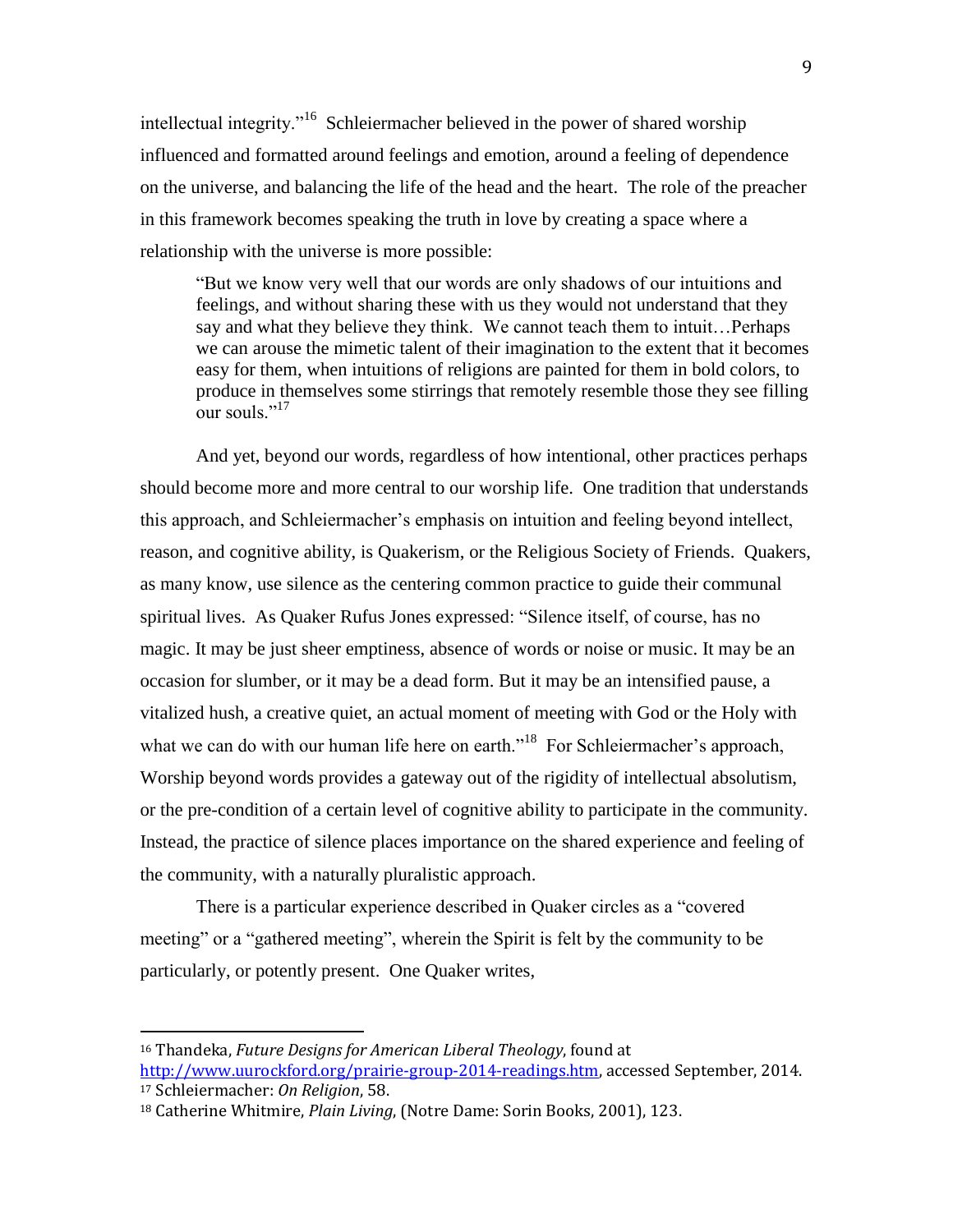intellectual integrity."[16] Schleiermacher believed in the power of shared worship influenced and formatted around feelings and emotion, around a feeling of dependence on the universe, and balancing the life of the head and the heart. The role of the preacher in this framework becomes speaking the truth in love by creating a space where a relationship with the universe is more possible:

> "But we know very well that our words are only shadows of our intuitions and feelings, and without sharing these with us they would not understand that they say and what they believe they think. We cannot teach them to intuit…Perhaps we can arouse the mimetic talent of their imagination to the extent that it becomes easy for them, when intuitions of religions are painted for them in bold colors, to produce in themselves some stirrings that remotely resemble those they see filling our souls."[17]

And yet, beyond our words, regardless of how intentional, other practices perhaps should become more and more central to our worship life. One tradition that understands this approach, and Schleiermacher's emphasis on intuition and feeling beyond intellect, reason, and cognitive ability, is Quakerism, or the Religious Society of Friends. Quakers, as many know, use silence as the centering common practice to guide their communal spiritual lives. As Quaker Rufus Jones expressed: "Silence itself, of course, has no magic. It may be just sheer emptiness, absence of words or noise or music. It may be an occasion for slumber, or it may be a dead form. But it may be an intensified pause, a vitalized hush, a creative quiet, an actual moment of meeting with God or the Holy with what we can do with our human life here on earth."[18] For Schleiermacher's approach, Worship beyond words provides a gateway out of the rigidity of intellectual absolutism, or the pre-condition of a certain level of cognitive ability to participate in the community. Instead, the practice of silence places importance on the shared experience and feeling of the community, with a naturally pluralistic approach.

There is a particular experience described in Quaker circles as a "covered meeting" or a "gathered meeting", wherein the Spirit is felt by the community to be particularly, or potently present. One Quaker writes,

---

[16] Thandeka, *Future Designs for American Liberal Theology,* found at http://www.uurockford.org/prairie-group-2014-readings.htm, accessed September, 2014.

[17] Schleiermacher: *On Religion*, 58.

[18] Catherine Whitmire, *Plain Living,* (Notre Dame: Sorin Books, 2001), 123.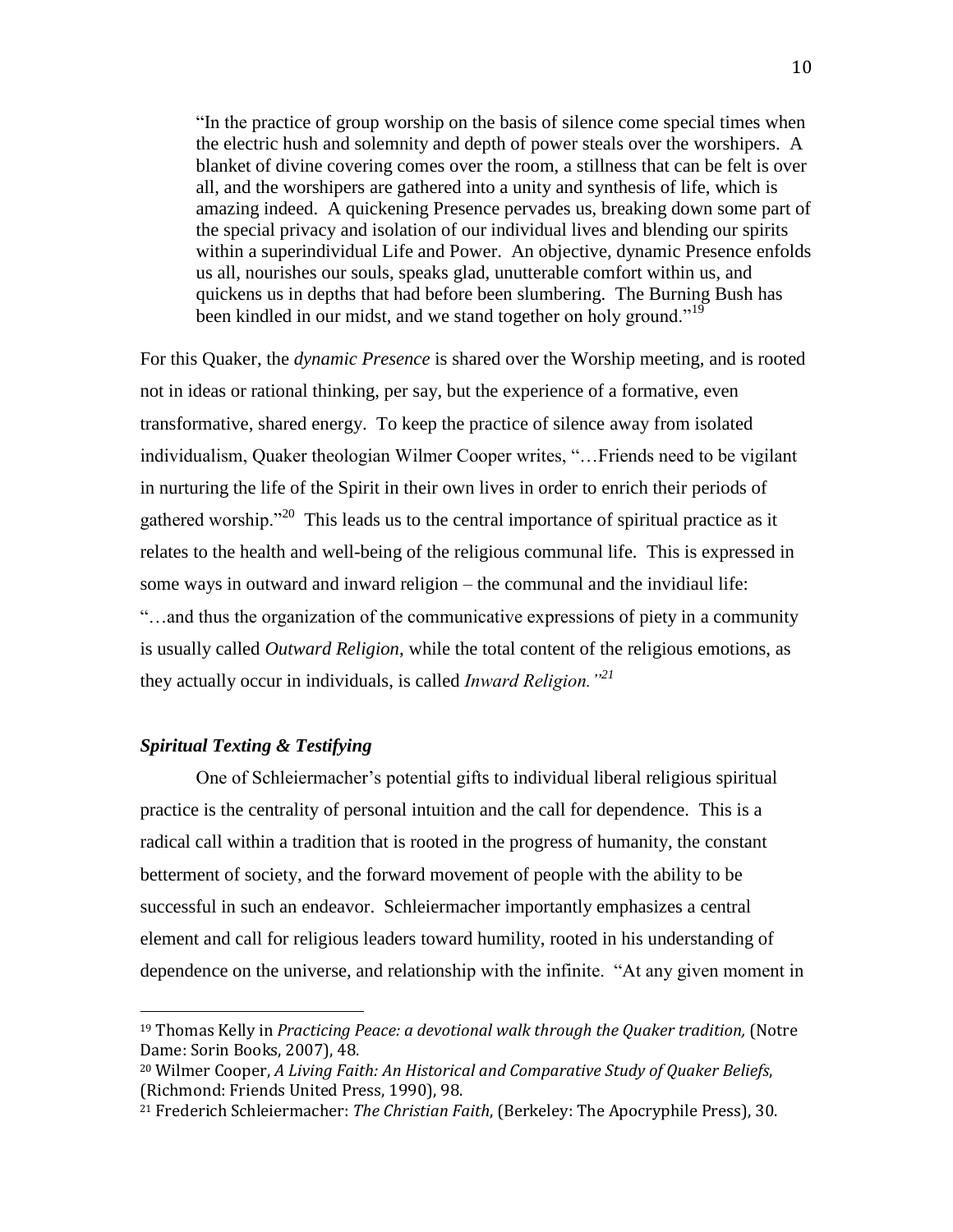> "In the practice of group worship on the basis of silence come special times when the electric hush and solemnity and depth of power steals over the worshipers. A blanket of divine covering comes over the room, a stillness that can be felt is over all, and the worshipers are gathered into a unity and synthesis of life, which is amazing indeed. A quickening Presence pervades us, breaking down some part of the special privacy and isolation of our individual lives and blending our spirits within a superindividual Life and Power. An objective, dynamic Presence enfolds us all, nourishes our souls, speaks glad, unutterable comfort within us, and quickens us in depths that had before been slumbering. The Burning Bush has been kindled in our midst, and we stand together on holy ground."[19]

For this Quaker, the *dynamic Presence* is shared over the Worship meeting, and is rooted not in ideas or rational thinking, per say, but the experience of a formative, even transformative, shared energy. To keep the practice of silence away from isolated individualism, Quaker theologian Wilmer Cooper writes, "…Friends need to be vigilant in nurturing the life of the Spirit in their own lives in order to enrich their periods of gathered worship."[20] This leads us to the central importance of spiritual practice as it relates to the health and well-being of the religious communal life. This is expressed in some ways in outward and inward religion – the communal and the invidiaul life: "…and thus the organization of the communicative expressions of piety in a community is usually called *Outward Religion*, while the total content of the religious emotions, as they actually occur in individuals, is called *Inward Religion."*[21]

### *Spiritual Texting & Testifying*

One of Schleiermacher's potential gifts to individual liberal religious spiritual practice is the centrality of personal intuition and the call for dependence. This is a radical call within a tradition that is rooted in the progress of humanity, the constant betterment of society, and the forward movement of people with the ability to be successful in such an endeavor. Schleiermacher importantly emphasizes a central element and call for religious leaders toward humility, rooted in his understanding of dependence on the universe, and relationship with the infinite. "At any given moment in

---

[19] Thomas Kelly in *Practicing Peace: a devotional walk through the Quaker tradition,* (Notre Dame: Sorin Books, 2007), 48.

[20] Wilmer Cooper, *A Living Faith: An Historical and Comparative Study of Quaker Beliefs*, (Richmond: Friends United Press, 1990), 98.

[21] Frederich Schleiermacher: *The Christian Faith*, (Berkeley: The Apocryphile Press), 30.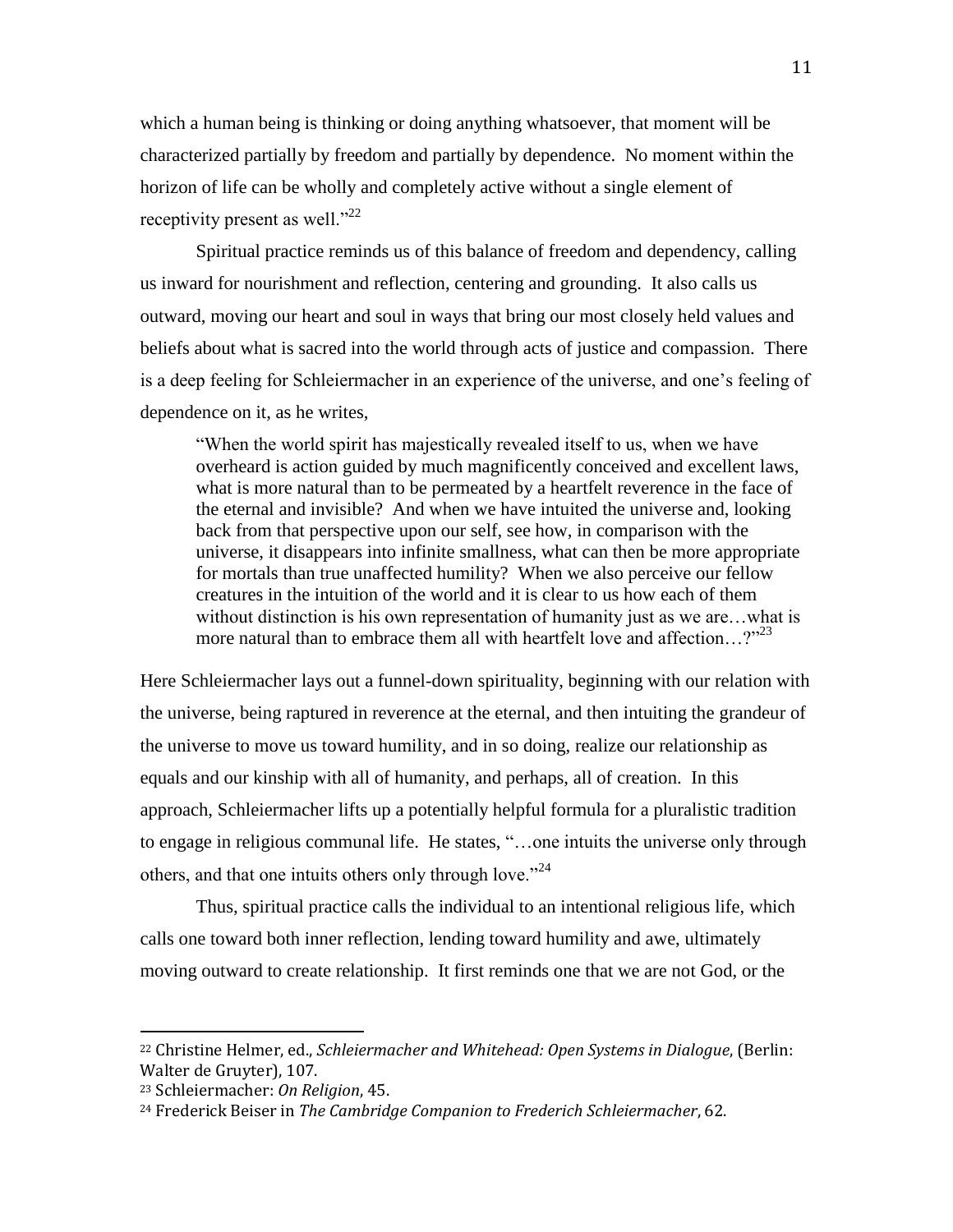which a human being is thinking or doing anything whatsoever, that moment will be characterized partially by freedom and partially by dependence. No moment within the horizon of life can be wholly and completely active without a single element of receptivity present as well."[22]

Spiritual practice reminds us of this balance of freedom and dependency, calling us inward for nourishment and reflection, centering and grounding. It also calls us outward, moving our heart and soul in ways that bring our most closely held values and beliefs about what is sacred into the world through acts of justice and compassion. There is a deep feeling for Schleiermacher in an experience of the universe, and one's feeling of dependence on it, as he writes,

> "When the world spirit has majestically revealed itself to us, when we have overheard is action guided by much magnificently conceived and excellent laws, what is more natural than to be permeated by a heartfelt reverence in the face of the eternal and invisible? And when we have intuited the universe and, looking back from that perspective upon our self, see how, in comparison with the universe, it disappears into infinite smallness, what can then be more appropriate for mortals than true unaffected humility? When we also perceive our fellow creatures in the intuition of the world and it is clear to us how each of them without distinction is his own representation of humanity just as we are…what is more natural than to embrace them all with heartfelt love and affection…?"[23]

Here Schleiermacher lays out a funnel-down spirituality, beginning with our relation with the universe, being raptured in reverence at the eternal, and then intuiting the grandeur of the universe to move us toward humility, and in so doing, realize our relationship as equals and our kinship with all of humanity, and perhaps, all of creation. In this approach, Schleiermacher lifts up a potentially helpful formula for a pluralistic tradition to engage in religious communal life. He states, "…one intuits the universe only through others, and that one intuits others only through love."[24]

Thus, spiritual practice calls the individual to an intentional religious life, which calls one toward both inner reflection, lending toward humility and awe, ultimately moving outward to create relationship. It first reminds one that we are not God, or the

---

[22] Christine Helmer, ed., *Schleiermacher and Whitehead: Open Systems in Dialogue,* (Berlin: Walter de Gruyter), 107.

[23] Schleiermacher: *On Religion,* 45.

[24] Frederick Beiser in *The Cambridge Companion to Frederich Schleiermacher,* 62.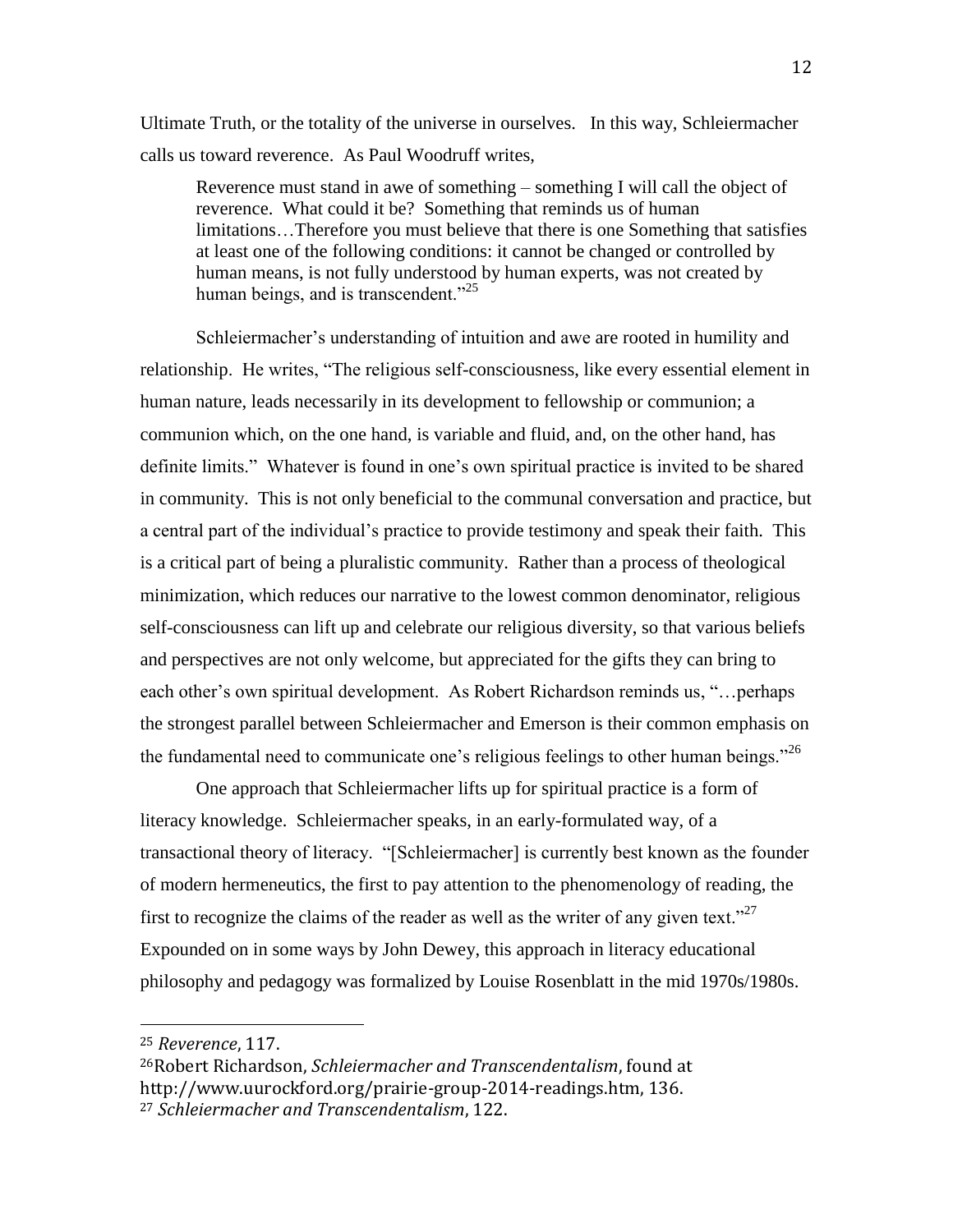Ultimate Truth, or the totality of the universe in ourselves. In this way, Schleiermacher calls us toward reverence. As Paul Woodruff writes,

> Reverence must stand in awe of something – something I will call the object of reverence. What could it be? Something that reminds us of human limitations…Therefore you must believe that there is one Something that satisfies at least one of the following conditions: it cannot be changed or controlled by human means, is not fully understood by human experts, was not created by human beings, and is transcendent."[25]

Schleiermacher's understanding of intuition and awe are rooted in humility and relationship. He writes, "The religious self-consciousness, like every essential element in human nature, leads necessarily in its development to fellowship or communion; a communion which, on the one hand, is variable and fluid, and, on the other hand, has definite limits." Whatever is found in one's own spiritual practice is invited to be shared in community. This is not only beneficial to the communal conversation and practice, but a central part of the individual's practice to provide testimony and speak their faith. This is a critical part of being a pluralistic community. Rather than a process of theological minimization, which reduces our narrative to the lowest common denominator, religious self-consciousness can lift up and celebrate our religious diversity, so that various beliefs and perspectives are not only welcome, but appreciated for the gifts they can bring to each other's own spiritual development. As Robert Richardson reminds us, "…perhaps the strongest parallel between Schleiermacher and Emerson is their common emphasis on the fundamental need to communicate one's religious feelings to other human beings."[26]

One approach that Schleiermacher lifts up for spiritual practice is a form of literacy knowledge. Schleiermacher speaks, in an early-formulated way, of a transactional theory of literacy. "[Schleiermacher] is currently best known as the founder of modern hermeneutics, the first to pay attention to the phenomenology of reading, the first to recognize the claims of the reader as well as the writer of any given text."[27] Expounded on in some ways by John Dewey, this approach in literacy educational philosophy and pedagogy was formalized by Louise Rosenblatt in the mid 1970s/1980s.

---

[25] *Reverence*, 117.

[26] Robert Richardson, *Schleiermacher and Transcendentalism*, found at http://www.uurockford.org/prairie-group-2014-readings.htm, 136.

[27] *Schleiermacher and Transcendentalism*, 122.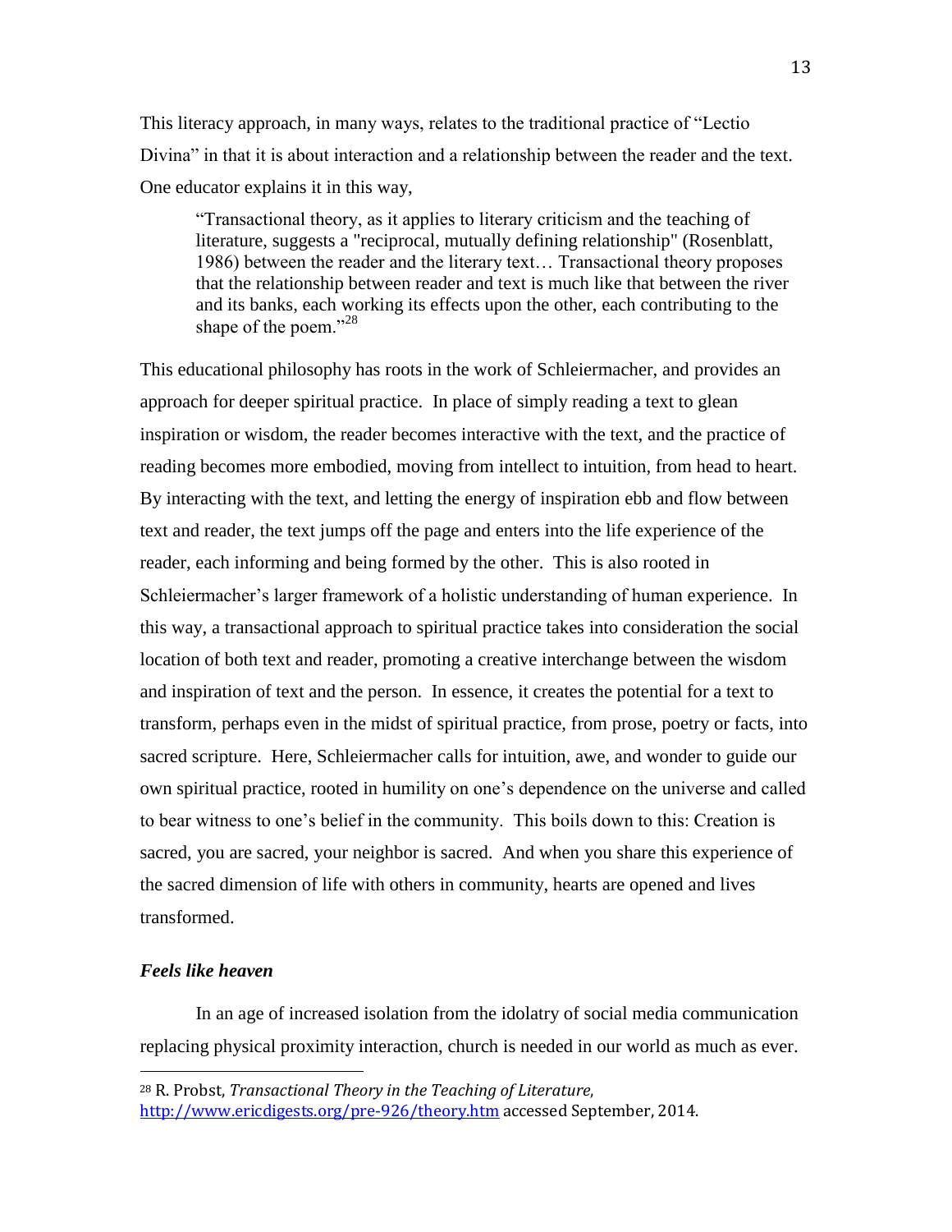This literacy approach, in many ways, relates to the traditional practice of "Lectio Divina" in that it is about interaction and a relationship between the reader and the text. One educator explains it in this way,

> "Transactional theory, as it applies to literary criticism and the teaching of literature, suggests a "reciprocal, mutually defining relationship" (Rosenblatt, 1986) between the reader and the literary text… Transactional theory proposes that the relationship between reader and text is much like that between the river and its banks, each working its effects upon the other, each contributing to the shape of the poem."[28]

This educational philosophy has roots in the work of Schleiermacher, and provides an approach for deeper spiritual practice. In place of simply reading a text to glean inspiration or wisdom, the reader becomes interactive with the text, and the practice of reading becomes more embodied, moving from intellect to intuition, from head to heart. By interacting with the text, and letting the energy of inspiration ebb and flow between text and reader, the text jumps off the page and enters into the life experience of the reader, each informing and being formed by the other. This is also rooted in Schleiermacher's larger framework of a holistic understanding of human experience. In this way, a transactional approach to spiritual practice takes into consideration the social location of both text and reader, promoting a creative interchange between the wisdom and inspiration of text and the person. In essence, it creates the potential for a text to transform, perhaps even in the midst of spiritual practice, from prose, poetry or facts, into sacred scripture. Here, Schleiermacher calls for intuition, awe, and wonder to guide our own spiritual practice, rooted in humility on one's dependence on the universe and called to bear witness to one's belief in the community. This boils down to this: Creation is sacred, you are sacred, your neighbor is sacred. And when you share this experience of the sacred dimension of life with others in community, hearts are opened and lives transformed.

### *Feels like heaven*

In an age of increased isolation from the idolatry of social media communication replacing physical proximity interaction, church is needed in our world as much as ever.

---

[28] R. Probst, *Transactional Theory in the Teaching of Literature*, http://www.ericdigests.org/pre-926/theory.htm accessed September, 2014.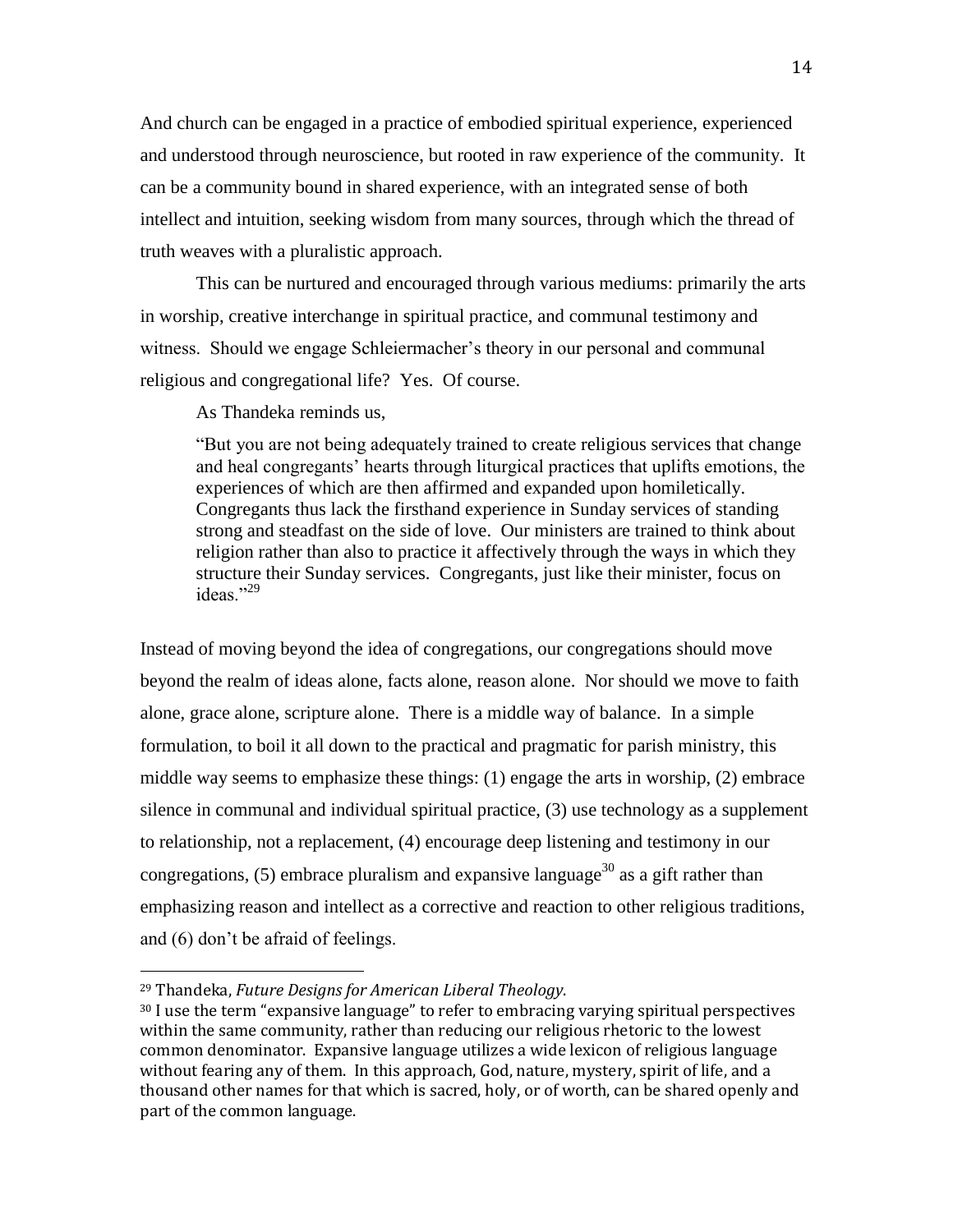And church can be engaged in a practice of embodied spiritual experience, experienced and understood through neuroscience, but rooted in raw experience of the community. It can be a community bound in shared experience, with an integrated sense of both intellect and intuition, seeking wisdom from many sources, through which the thread of truth weaves with a pluralistic approach.

This can be nurtured and encouraged through various mediums: primarily the arts in worship, creative interchange in spiritual practice, and communal testimony and witness. Should we engage Schleiermacher's theory in our personal and communal religious and congregational life? Yes. Of course.

As Thandeka reminds us,

> "But you are not being adequately trained to create religious services that change and heal congregants' hearts through liturgical practices that uplifts emotions, the experiences of which are then affirmed and expanded upon homiletically. Congregants thus lack the firsthand experience in Sunday services of standing strong and steadfast on the side of love. Our ministers are trained to think about religion rather than also to practice it affectively through the ways in which they structure their Sunday services. Congregants, just like their minister, focus on ideas."[29]

Instead of moving beyond the idea of congregations, our congregations should move beyond the realm of ideas alone, facts alone, reason alone. Nor should we move to faith alone, grace alone, scripture alone. There is a middle way of balance. In a simple formulation, to boil it all down to the practical and pragmatic for parish ministry, this middle way seems to emphasize these things: (1) engage the arts in worship, (2) embrace silence in communal and individual spiritual practice, (3) use technology as a supplement to relationship, not a replacement, (4) encourage deep listening and testimony in our congregations, (5) embrace pluralism and expansive language[30] as a gift rather than emphasizing reason and intellect as a corrective and reaction to other religious traditions, and (6) don't be afraid of feelings.

---

[29] Thandeka, *Future Designs for American Liberal Theology*.

[30] I use the term "expansive language" to refer to embracing varying spiritual perspectives within the same community, rather than reducing our religious rhetoric to the lowest common denominator. Expansive language utilizes a wide lexicon of religious language without fearing any of them. In this approach, God, nature, mystery, spirit of life, and a thousand other names for that which is sacred, holy, or of worth, can be shared openly and part of the common language.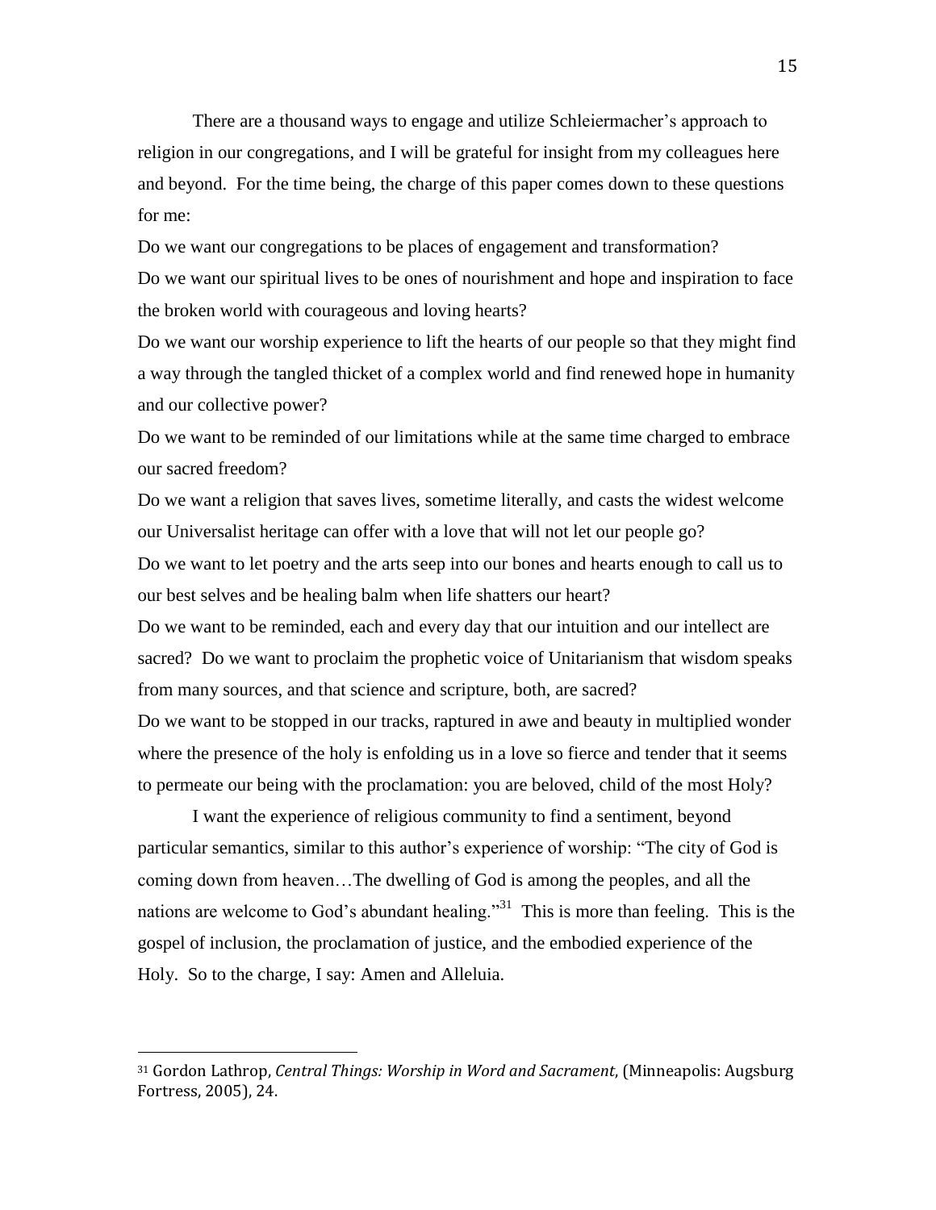There are a thousand ways to engage and utilize Schleiermacher's approach to religion in our congregations, and I will be grateful for insight from my colleagues here and beyond. For the time being, the charge of this paper comes down to these questions for me:

Do we want our congregations to be places of engagement and transformation?

Do we want our spiritual lives to be ones of nourishment and hope and inspiration to face the broken world with courageous and loving hearts?

Do we want our worship experience to lift the hearts of our people so that they might find a way through the tangled thicket of a complex world and find renewed hope in humanity and our collective power?

Do we want to be reminded of our limitations while at the same time charged to embrace our sacred freedom?

Do we want a religion that saves lives, sometime literally, and casts the widest welcome our Universalist heritage can offer with a love that will not let our people go?

Do we want to let poetry and the arts seep into our bones and hearts enough to call us to our best selves and be healing balm when life shatters our heart?

Do we want to be reminded, each and every day that our intuition and our intellect are sacred? Do we want to proclaim the prophetic voice of Unitarianism that wisdom speaks from many sources, and that science and scripture, both, are sacred?

Do we want to be stopped in our tracks, raptured in awe and beauty in multiplied wonder where the presence of the holy is enfolding us in a love so fierce and tender that it seems to permeate our being with the proclamation: you are beloved, child of the most Holy?

I want the experience of religious community to find a sentiment, beyond particular semantics, similar to this author's experience of worship: "The city of God is coming down from heaven…The dwelling of God is among the peoples, and all the nations are welcome to God's abundant healing."[31] This is more than feeling. This is the gospel of inclusion, the proclamation of justice, and the embodied experience of the Holy. So to the charge, I say: Amen and Alleluia.

---

[31] Gordon Lathrop, *Central Things: Worship in Word and Sacrament*, (Minneapolis: Augsburg Fortress, 2005), 24.